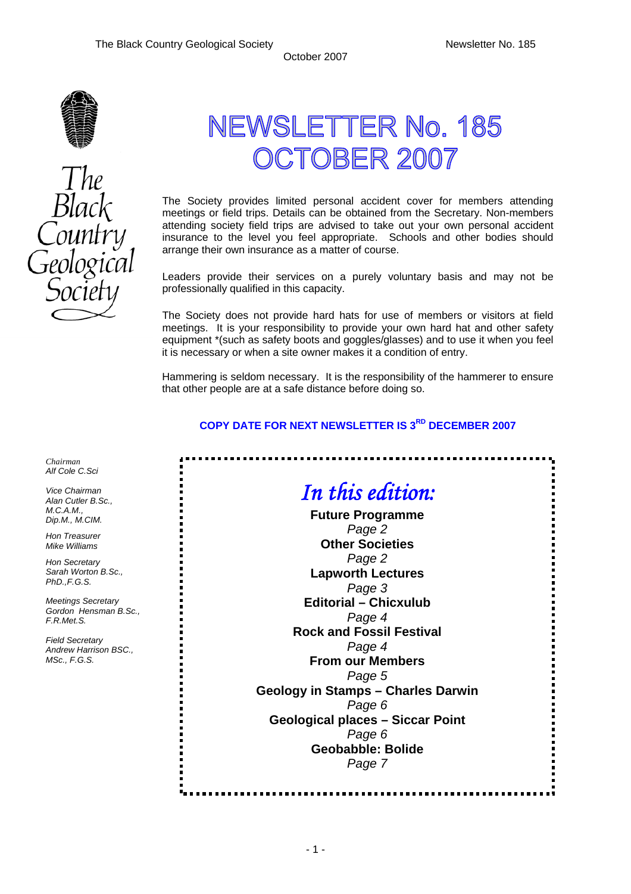# NEWSLETTER No. 185 OCTOBER 2007

The Black Country Geological Society

The Society provides limited personal accident cover for members attending meetings or field trips. Details can be obtained from the Secretary. Non-members attending society field trips are advised to take out your own personal accident insurance to the level you feel appropriate. Schools and other bodies should arrange their own insurance as a matter of course.

Leaders provide their services on a purely voluntary basis and may not be professionally qualified in this capacity.

The Society does not provide hard hats for use of members or visitors at field meetings. It is your responsibility to provide your own hard hat and other safety equipment *(such as safety boots and goggles/glasses) and to use it when you feel it is necessary or when a site owner makes it a condition of entry.

Hammering is seldom necessary. It is the responsibility of the hammerer to ensure that other people are at a safe distance before doing so.

**COPY DATE FOR NEXT NEWSLETTER IS 3RD DECEMBER 2007**

*Chairman*
*Alf Cole C.Sci*

*Vice Chairman*
*Alan Cutler B.Sc., M.C.A.M., Dip.M., M.CIM.*

*Hon Treasurer*
*Mike Williams*

*Hon Secretary*
*Sarah Worton B.Sc., PhD.,F.G.S.*

*Meetings Secretary*
*Gordon Hensman B.Sc., F.R.Met.S.*

*Field Secretary*
*Andrew Harrison BSC., MSc., F.G.S.*

## *In this edition:*

**Future Programme**
*Page 2*
**Other Societies**
*Page 2*
**Lapworth Lectures**
*Page 3*
**Editorial – Chicxulub**
*Page 4*
**Rock and Fossil Festival**
*Page 4*
**From our Members**
*Page 5*
**Geology in Stamps – Charles Darwin**
*Page 6*
**Geological places – Siccar Point**
*Page 6*
**Geobabble: Bolide**
*Page 7*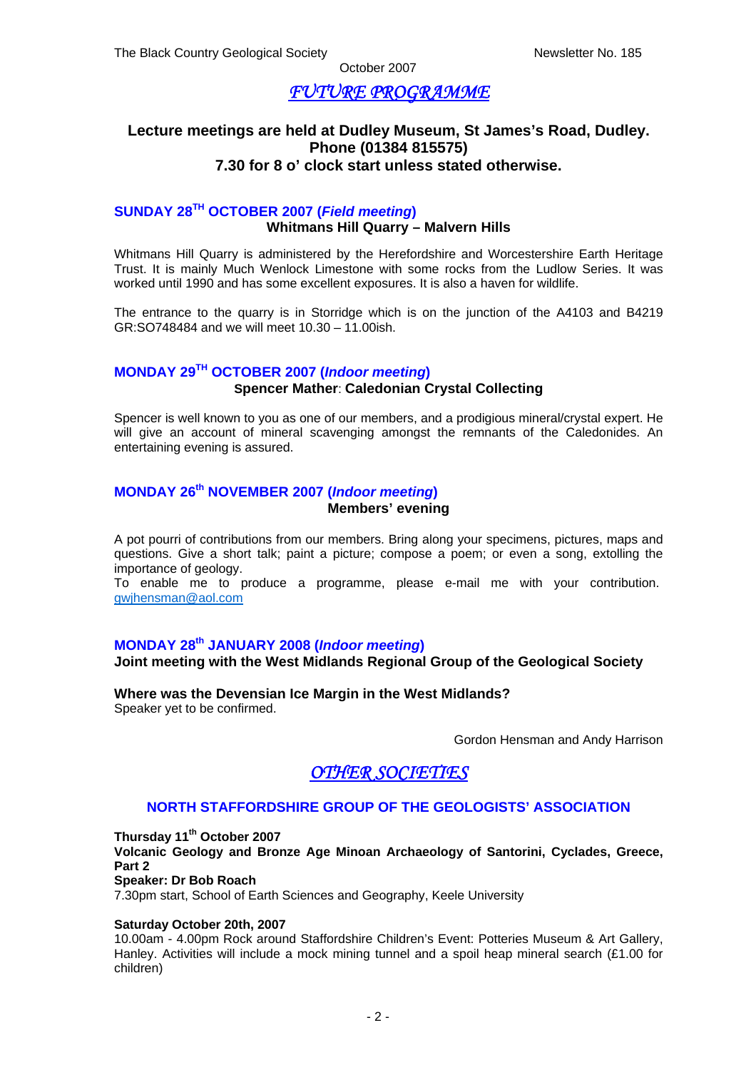# *FUTURE PROGRAMME*

**Lecture meetings are held at Dudley Museum, St James's Road, Dudley. Phone (01384 815575) 7.30 for 8 o' clock start unless stated otherwise.**

## SUNDAY 28TH OCTOBER 2007 (*Field meeting*)

**Whitmans Hill Quarry – Malvern Hills**

Whitmans Hill Quarry is administered by the Herefordshire and Worcestershire Earth Heritage Trust. It is mainly Much Wenlock Limestone with some rocks from the Ludlow Series. It was worked until 1990 and has some excellent exposures. It is also a haven for wildlife.

The entrance to the quarry is in Storridge which is on the junction of the A4103 and B4219 GR:SO748484 and we will meet 10.30 – 11.00ish.

## MONDAY 29TH OCTOBER 2007 (*Indoor meeting*)

**Spencer Mather**: **Caledonian Crystal Collecting**

Spencer is well known to you as one of our members, and a prodigious mineral/crystal expert. He will give an account of mineral scavenging amongst the remnants of the Caledonides. An entertaining evening is assured.

## MONDAY 26th NOVEMBER 2007 (*Indoor meeting*)

**Members' evening**

A pot pourri of contributions from our members. Bring along your specimens, pictures, maps and questions. Give a short talk; paint a picture; compose a poem; or even a song, extolling the importance of geology.
To enable me to produce a programme, please e-mail me with your contribution. gwjhensman@aol.com

## MONDAY 28th JANUARY 2008 (*Indoor meeting*)

**Joint meeting with the West Midlands Regional Group of the Geological Society**

**Where was the Devensian Ice Margin in the West Midlands?**
Speaker yet to be confirmed.

Gordon Hensman and Andy Harrison

# *OTHER SOCIETIES*

## NORTH STAFFORDSHIRE GROUP OF THE GEOLOGISTS' ASSOCIATION

**Thursday 11th October 2007**
**Volcanic Geology and Bronze Age Minoan Archaeology of Santorini, Cyclades, Greece, Part 2**
**Speaker: Dr Bob Roach**
7.30pm start, School of Earth Sciences and Geography, Keele University

**Saturday October 20th, 2007**
10.00am - 4.00pm Rock around Staffordshire Children's Event: Potteries Museum & Art Gallery, Hanley. Activities will include a mock mining tunnel and a spoil heap mineral search (£1.00 for children)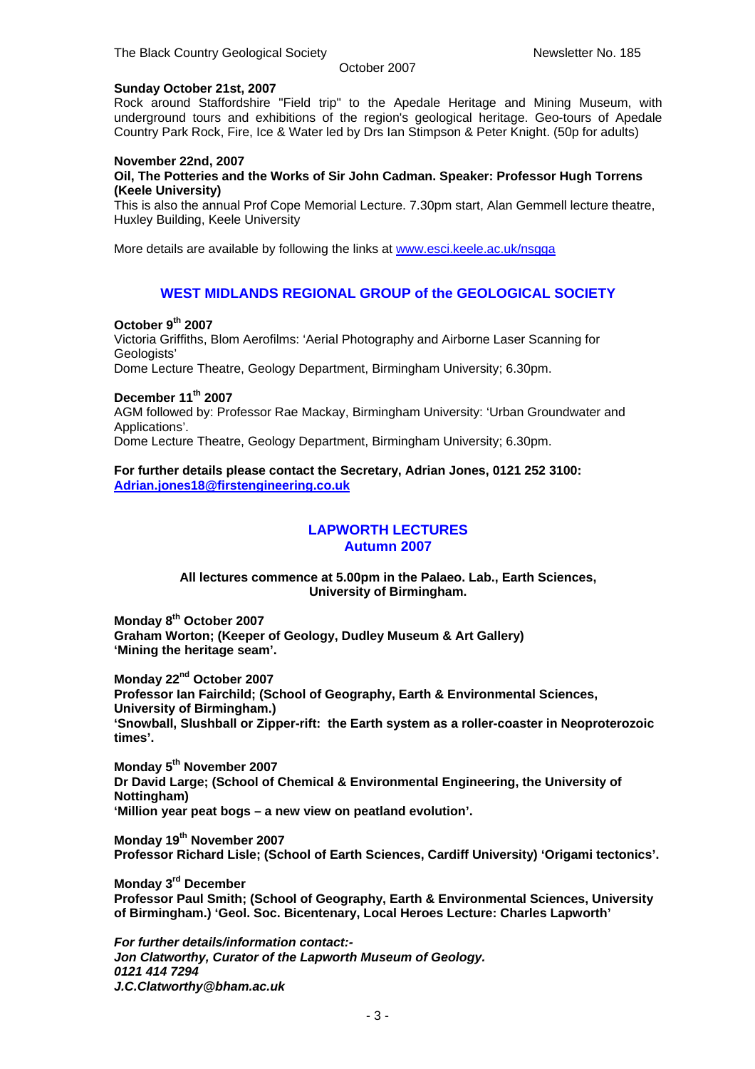**Sunday October 21st, 2007**
Rock around Staffordshire "Field trip" to the Apedale Heritage and Mining Museum, with underground tours and exhibitions of the region's geological heritage. Geo-tours of Apedale Country Park Rock, Fire, Ice & Water led by Drs Ian Stimpson & Peter Knight. (50p for adults)

**November 22nd, 2007**
**Oil, The Potteries and the Works of Sir John Cadman. Speaker: Professor Hugh Torrens (Keele University)**
This is also the annual Prof Cope Memorial Lecture. 7.30pm start, Alan Gemmell lecture theatre, Huxley Building, Keele University

More details are available by following the links at www.esci.keele.ac.uk/nsgga

## WEST MIDLANDS REGIONAL GROUP of the GEOLOGICAL SOCIETY

**October 9th 2007**
Victoria Griffiths, Blom Aerofilms: 'Aerial Photography and Airborne Laser Scanning for Geologists'
Dome Lecture Theatre, Geology Department, Birmingham University; 6.30pm.

**December 11th 2007**
AGM followed by: Professor Rae Mackay, Birmingham University: 'Urban Groundwater and Applications'.
Dome Lecture Theatre, Geology Department, Birmingham University; 6.30pm.

**For further details please contact the Secretary, Adrian Jones, 0121 252 3100: Adrian.jones18@firstengineering.co.uk**

## LAPWORTH LECTURES
## Autumn 2007

**All lectures commence at 5.00pm in the Palaeo. Lab., Earth Sciences, University of Birmingham.**

**Monday 8th October 2007**
**Graham Worton; (Keeper of Geology, Dudley Museum & Art Gallery)**
**'Mining the heritage seam'.**

**Monday 22nd October 2007**
**Professor Ian Fairchild; (School of Geography, Earth & Environmental Sciences, University of Birmingham.)**
**'Snowball, Slushball or Zipper-rift: the Earth system as a roller-coaster in Neoproterozoic times'.**

**Monday 5th November 2007**
**Dr David Large; (School of Chemical & Environmental Engineering, the University of Nottingham)**
**'Million year peat bogs – a new view on peatland evolution'.**

**Monday 19th November 2007**
**Professor Richard Lisle; (School of Earth Sciences, Cardiff University) 'Origami tectonics'.**

**Monday 3rd December**
**Professor Paul Smith; (School of Geography, Earth & Environmental Sciences, University of Birmingham.) 'Geol. Soc. Bicentenary, Local Heroes Lecture: Charles Lapworth'**

***For further details/information contact:-***
***Jon Clatworthy, Curator of the Lapworth Museum of Geology.***
***0121 414 7294***
***J.C.Clatworthy@bham.ac.uk***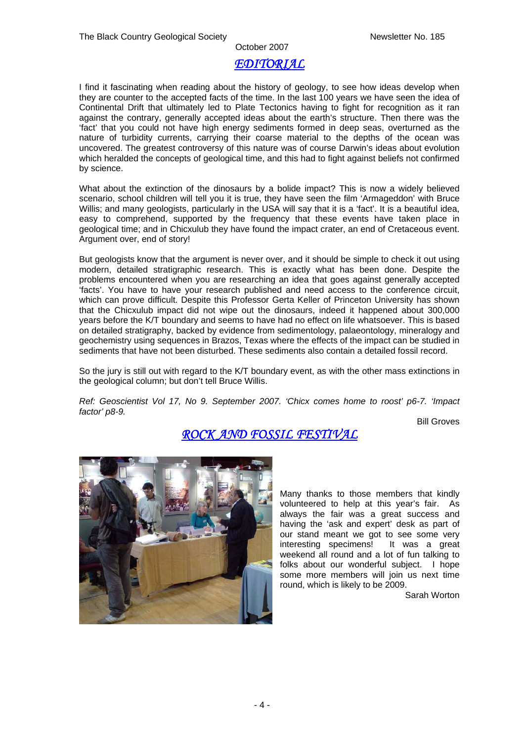October 2007

## *EDITORIAL*

I find it fascinating when reading about the history of geology, to see how ideas develop when they are counter to the accepted facts of the time. In the last 100 years we have seen the idea of Continental Drift that ultimately led to Plate Tectonics having to fight for recognition as it ran against the contrary, generally accepted ideas about the earth's structure. Then there was the 'fact' that you could not have high energy sediments formed in deep seas, overturned as the nature of turbidity currents, carrying their coarse material to the depths of the ocean was uncovered. The greatest controversy of this nature was of course Darwin's ideas about evolution which heralded the concepts of geological time, and this had to fight against beliefs not confirmed by science.

What about the extinction of the dinosaurs by a bolide impact? This is now a widely believed scenario, school children will tell you it is true, they have seen the film 'Armageddon' with Bruce Willis; and many geologists, particularly in the USA will say that it is a 'fact'. It is a beautiful idea, easy to comprehend, supported by the frequency that these events have taken place in geological time; and in Chicxulub they have found the impact crater, an end of Cretaceous event. Argument over, end of story!

But geologists know that the argument is never over, and it should be simple to check it out using modern, detailed stratigraphic research. This is exactly what has been done. Despite the problems encountered when you are researching an idea that goes against generally accepted 'facts'. You have to have your research published and need access to the conference circuit, which can prove difficult. Despite this Professor Gerta Keller of Princeton University has shown that the Chicxulub impact did not wipe out the dinosaurs, indeed it happened about 300,000 years before the K/T boundary and seems to have had no effect on life whatsoever. This is based on detailed stratigraphy, backed by evidence from sedimentology, palaeontology, mineralogy and geochemistry using sequences in Brazos, Texas where the effects of the impact can be studied in sediments that have not been disturbed. These sediments also contain a detailed fossil record.

So the jury is still out with regard to the K/T boundary event, as with the other mass extinctions in the geological column; but don't tell Bruce Willis.

*Ref: Geoscientist Vol 17, No 9. September 2007. 'Chicx comes home to roost' p6-7. 'Impact factor' p8-9.*

Bill Groves

## *ROCK AND FOSSIL FESTIVAL*

Many thanks to those members that kindly volunteered to help at this year's fair. As always the fair was a great success and having the 'ask and expert' desk as part of our stand meant we got to see some very interesting specimens! It was a great weekend all round and a lot of fun talking to folks about our wonderful subject. I hope some more members will join us next time round, which is likely to be 2009.

Sarah Worton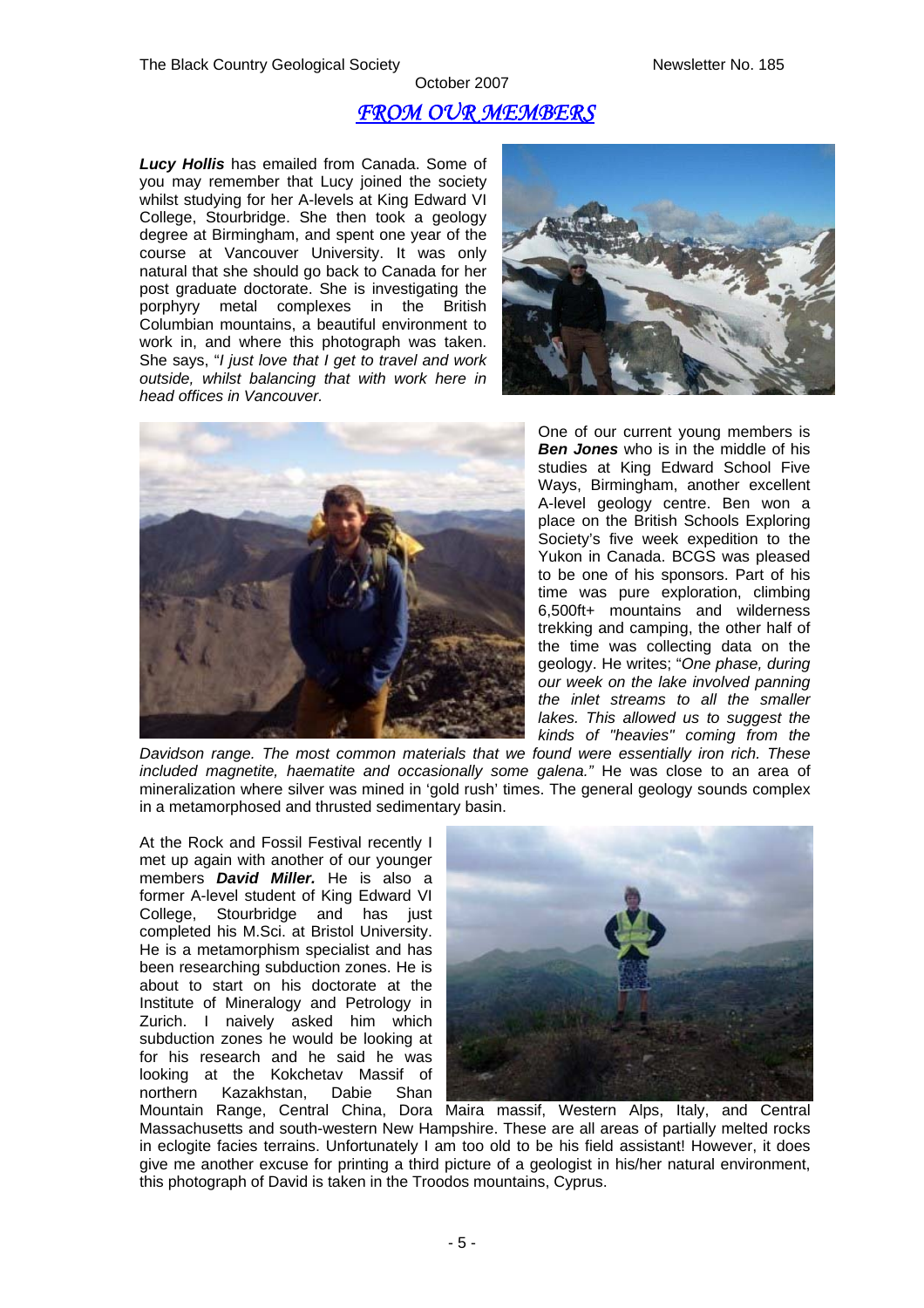## *FROM OUR MEMBERS*

***Lucy Hollis*** has emailed from Canada. Some of you may remember that Lucy joined the society whilst studying for her A-levels at King Edward VI College, Stourbridge. She then took a geology degree at Birmingham, and spent one year of the course at Vancouver University. It was only natural that she should go back to Canada for her post graduate doctorate. She is investigating the porphyry metal complexes in the British Columbian mountains, a beautiful environment to work in, and where this photograph was taken. She says, "*I just love that I get to travel and work outside, whilst balancing that with work here in head offices in Vancouver.*

One of our current young members is ***Ben Jones*** who is in the middle of his studies at King Edward School Five Ways, Birmingham, another excellent A-level geology centre. Ben won a place on the British Schools Exploring Society's five week expedition to the Yukon in Canada. BCGS was pleased to be one of his sponsors. Part of his time was pure exploration, climbing 6,500ft+ mountains and wilderness trekking and camping, the other half of the time was collecting data on the geology. He writes; "*One phase, during our week on the lake involved panning the inlet streams to all the smaller lakes. This allowed us to suggest the kinds of "heavies" coming from the Davidson range. The most common materials that we found were essentially iron rich. These included magnetite, haematite and occasionally some galena.*" He was close to an area of mineralization where silver was mined in 'gold rush' times. The general geology sounds complex in a metamorphosed and thrusted sedimentary basin.

At the Rock and Fossil Festival recently I met up again with another of our younger members ***David Miller.*** He is also a former A-level student of King Edward VI College, Stourbridge and has just completed his M.Sci. at Bristol University. He is a metamorphism specialist and has been researching subduction zones. He is about to start on his doctorate at the Institute of Mineralogy and Petrology in Zurich. I naively asked him which subduction zones he would be looking at for his research and he said he was looking at the Kokchetav Massif of northern Kazakhstan, Dabie Shan Mountain Range, Central China, Dora Maira massif, Western Alps, Italy, and Central Massachusetts and south-western New Hampshire. These are all areas of partially melted rocks in eclogite facies terrains. Unfortunately I am too old to be his field assistant! However, it does give me another excuse for printing a third picture of a geologist in his/her natural environment, this photograph of David is taken in the Troodos mountains, Cyprus.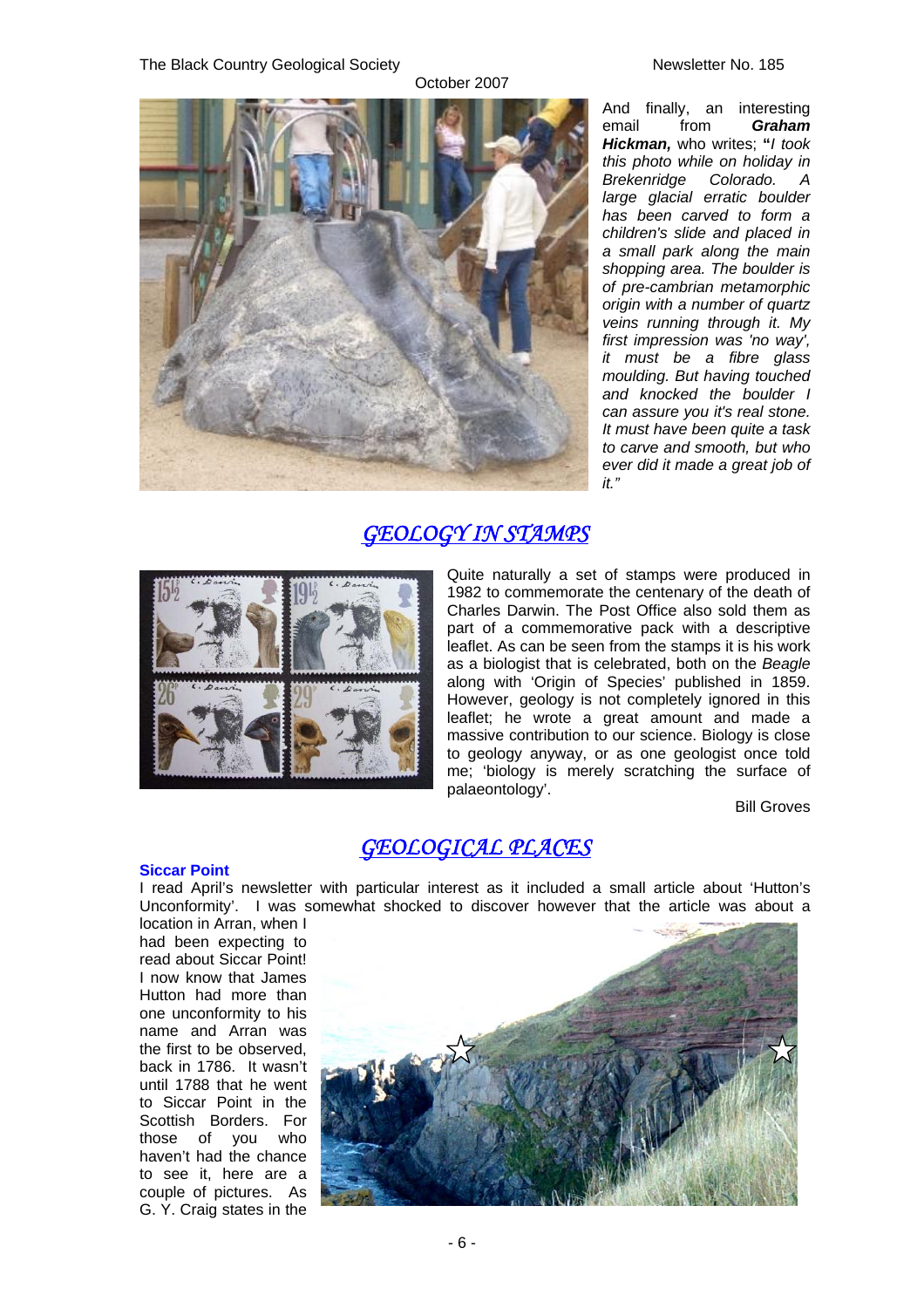And finally, an interesting email from ***Graham Hickman,*** who writes; "*I took this photo while on holiday in Brekenridge Colorado. A large glacial erratic boulder has been carved to form a children's slide and placed in a small park along the main shopping area. The boulder is of pre-cambrian metamorphic origin with a number of quartz veins running through it. My first impression was 'no way', it must be a fibre glass moulding. But having touched and knocked the boulder I can assure you it's real stone. It must have been quite a task to carve and smooth, but who ever did it made a great job of it.*"

## *GEOLOGY IN STAMPS*

Quite naturally a set of stamps were produced in 1982 to commemorate the centenary of the death of Charles Darwin. The Post Office also sold them as part of a commemorative pack with a descriptive leaflet. As can be seen from the stamps it is his work as a biologist that is celebrated, both on the *Beagle* along with 'Origin of Species' published in 1859. However, geology is not completely ignored in this leaflet; he wrote a great amount and made a massive contribution to our science. Biology is close to geology anyway, or as one geologist once told me; 'biology is merely scratching the surface of palaeontology'.

Bill Groves

## *GEOLOGICAL PLACES*

### Siccar Point

I read April's newsletter with particular interest as it included a small article about 'Hutton's Unconformity'. I was somewhat shocked to discover however that the article was about a location in Arran, when I had been expecting to read about Siccar Point! I now know that James Hutton had more than one unconformity to his name and Arran was the first to be observed, back in 1786. It wasn't until 1788 that he went to Siccar Point in the Scottish Borders. For those of you who haven't had the chance to see it, here are a couple of pictures. As G. Y. Craig states in the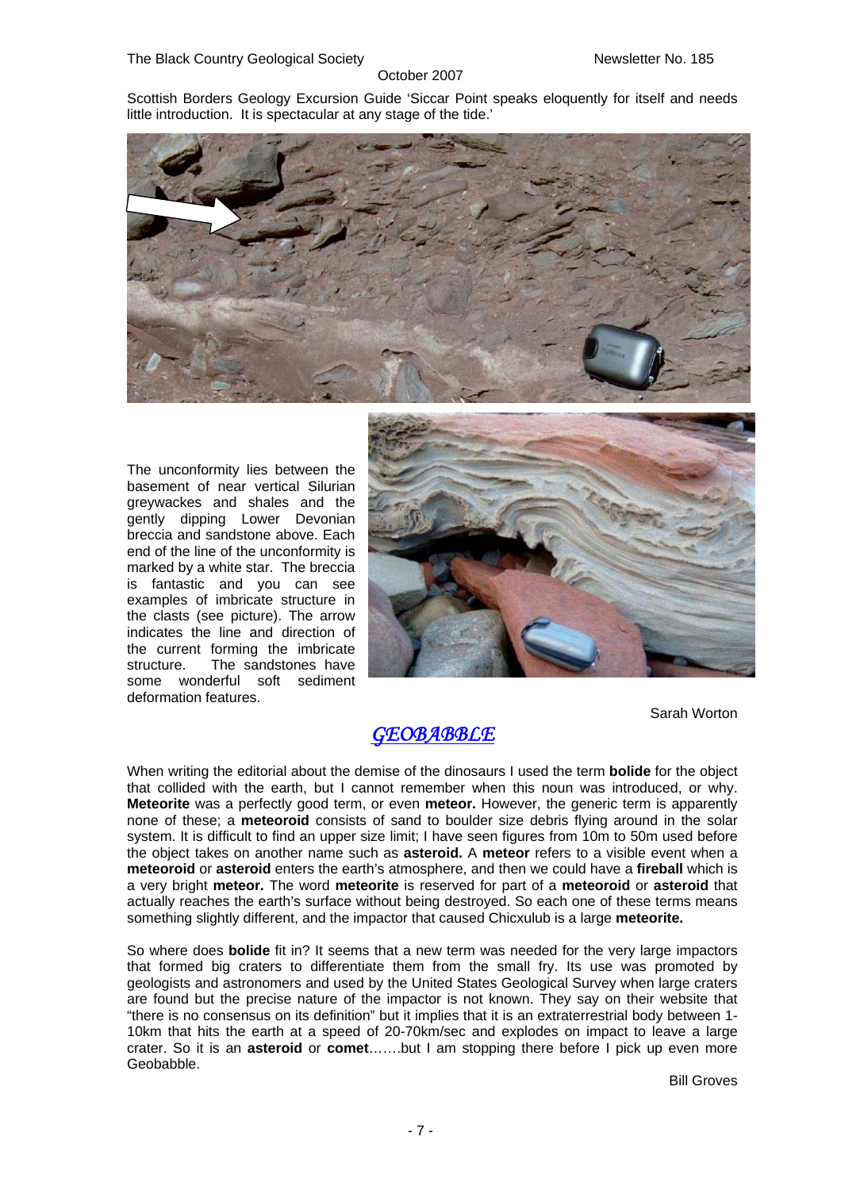Scottish Borders Geology Excursion Guide 'Siccar Point speaks eloquently for itself and needs little introduction. It is spectacular at any stage of the tide.'

The unconformity lies between the basement of near vertical Silurian greywackes and shales and the gently dipping Lower Devonian breccia and sandstone above. Each end of the line of the unconformity is marked by a white star. The breccia is fantastic and you can see examples of imbricate structure in the clasts (see picture). The arrow indicates the line and direction of the current forming the imbricate structure. The sandstones have some wonderful soft sediment deformation features.

Sarah Worton

## *GEOBABBLE*

When writing the editorial about the demise of the dinosaurs I used the term **bolide** for the object that collided with the earth, but I cannot remember when this noun was introduced, or why. **Meteorite** was a perfectly good term, or even **meteor.** However, the generic term is apparently none of these; a **meteoroid** consists of sand to boulder size debris flying around in the solar system. It is difficult to find an upper size limit; I have seen figures from 10m to 50m used before the object takes on another name such as **asteroid.** A **meteor** refers to a visible event when a **meteoroid** or **asteroid** enters the earth's atmosphere, and then we could have a **fireball** which is a very bright **meteor.** The word **meteorite** is reserved for part of a **meteoroid** or **asteroid** that actually reaches the earth's surface without being destroyed. So each one of these terms means something slightly different, and the impactor that caused Chicxulub is a large **meteorite.**

So where does **bolide** fit in? It seems that a new term was needed for the very large impactors that formed big craters to differentiate them from the small fry. Its use was promoted by geologists and astronomers and used by the United States Geological Survey when large craters are found but the precise nature of the impactor is not known. They say on their website that "there is no consensus on its definition" but it implies that it is an extraterrestrial body between 1-10km that hits the earth at a speed of 20-70km/sec and explodes on impact to leave a large crater. So it is an **asteroid** or **comet**…….but I am stopping there before I pick up even more Geobabble.

Bill Groves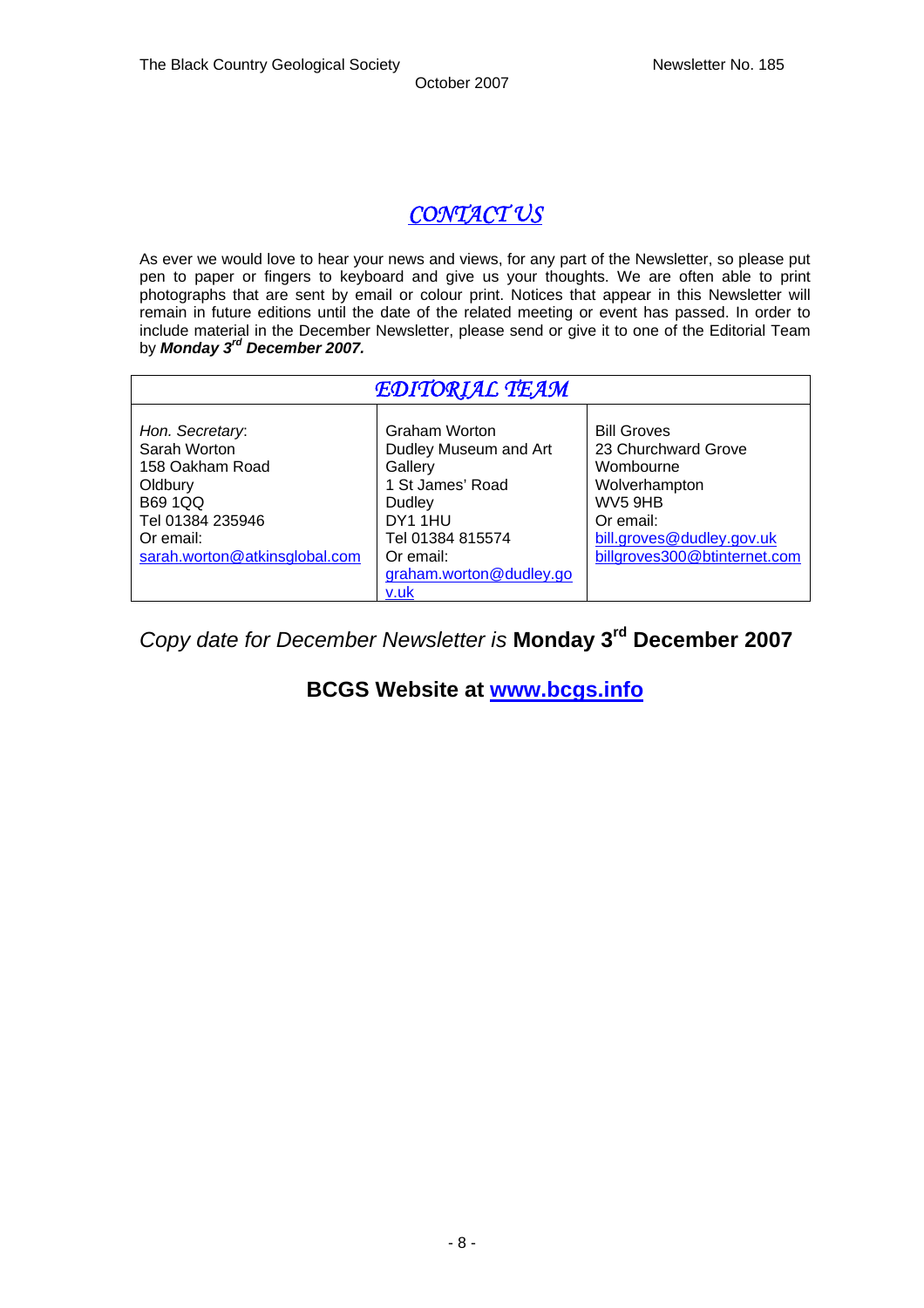## *CONTACT US*

As ever we would love to hear your news and views, for any part of the Newsletter, so please put pen to paper or fingers to keyboard and give us your thoughts. We are often able to print photographs that are sent by email or colour print. Notices that appear in this Newsletter will remain in future editions until the date of the related meeting or event has passed. In order to include material in the December Newsletter, please send or give it to one of the Editorial Team by ***Monday 3rd December 2007.***

| *EDITORIAL TEAM* | | |
|---|---|---|
| *Hon. Secretary*:<br>Sarah Worton<br>158 Oakham Road<br>Oldbury<br>B69 1QQ<br>Tel 01384 235946<br>Or email:<br>sarah.worton@atkinsglobal.com | Graham Worton<br>Dudley Museum and Art Gallery<br>1 St James' Road<br>Dudley<br>DY1 1HU<br>Tel 01384 815574<br>Or email:<br>graham.worton@dudley.gov.uk | Bill Groves<br>23 Churchward Grove<br>Wombourne<br>Wolverhampton<br>WV5 9HB<br>Or email:<br>bill.groves@dudley.gov.uk<br>billgroves300@btinternet.com |

*Copy date for December Newsletter is* **Monday 3rd December 2007**

**BCGS Website at www.bcgs.info**